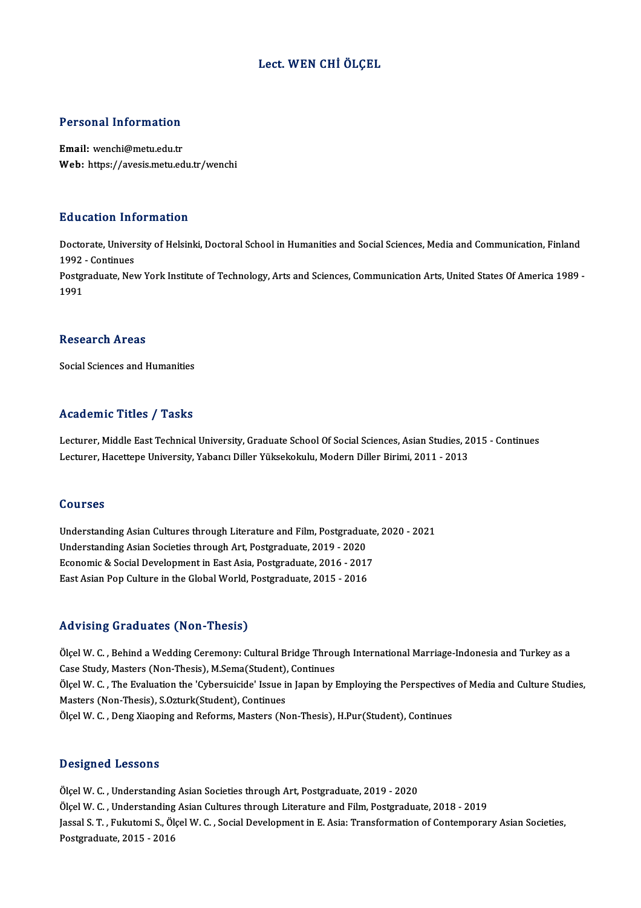# Lect. WEN CHİ ÖLÇEL

## Personal Information

**Email:** wenchi@metu.edu.tr
**Web:** https://avesis.metu.edu.tr/wenchi

## Education Information

Doctorate, University of Helsinki, Doctoral School in Humanities and Social Sciences, Media and Communication, Finland 1992 - Continues
Postgraduate, New York Institute of Technology, Arts and Sciences, Communication Arts, United States Of America 1989 - 1991

## Research Areas

Social Sciences and Humanities

## Academic Titles / Tasks

Lecturer, Middle East Technical University, Graduate School Of Social Sciences, Asian Studies, 2015 - Continues
Lecturer, Hacettepe University, Yabancı Diller Yüksekokulu, Modern Diller Birimi, 2011 - 2013

## Courses

Understanding Asian Cultures through Literature and Film, Postgraduate, 2020 - 2021
Understanding Asian Societies through Art, Postgraduate, 2019 - 2020
Economic & Social Development in East Asia, Postgraduate, 2016 - 2017
East Asian Pop Culture in the Global World, Postgraduate, 2015 - 2016

## Advising Graduates (Non-Thesis)

Ölçel W. C. , Behind a Wedding Ceremony: Cultural Bridge Through International Marriage-Indonesia and Turkey as a Case Study, Masters (Non-Thesis), M.Sema(Student), Continues
Ölçel W. C. , The Evaluation the 'Cybersuicide' Issue in Japan by Employing the Perspectives of Media and Culture Studies, Masters (Non-Thesis), S.Ozturk(Student), Continues
Ölçel W. C. , Deng Xiaoping and Reforms, Masters (Non-Thesis), H.Pur(Student), Continues

## Designed Lessons

Ölçel W. C. , Understanding Asian Societies through Art, Postgraduate, 2019 - 2020
Ölçel W. C. , Understanding Asian Cultures through Literature and Film, Postgraduate, 2018 - 2019
Jassal S. T. , Fukutomi S., Ölçel W. C. , Social Development in E. Asia: Transformation of Contemporary Asian Societies, Postgraduate, 2015 - 2016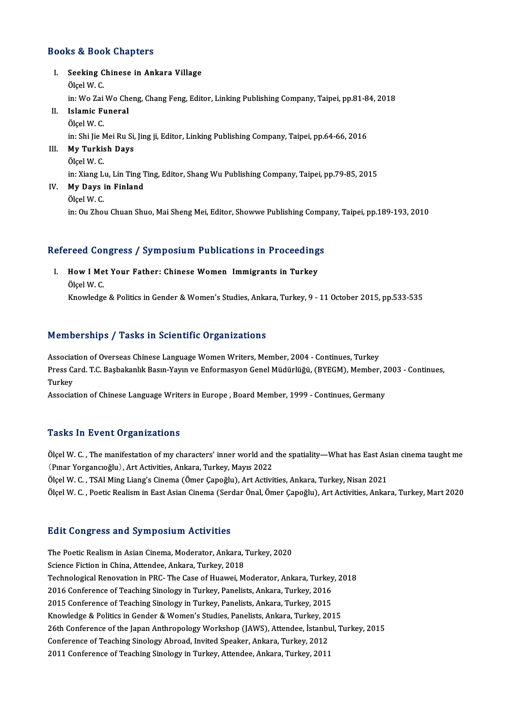## Books & Book Chapters

I. **Seeking Chinese in Ankara Village**
   Ölçel W. C.
   in: Wo Zai Wo Cheng, Chang Feng, Editor, Linking Publishing Company, Taipei, pp.81-84, 2018

II. **Islamic Funeral**
   Ölçel W. C.
   in: Shi Jie Mei Ru Si, Jing ji, Editor, Linking Publishing Company, Taipei, pp.64-66, 2016

III. **My Turkish Days**
   Ölçel W. C.
   in: Xiang Lu, Lin Ting Ting, Editor, Shang Wu Publishing Company, Taipei, pp.79-85, 2015

IV. **My Days in Finland**
   Ölçel W. C.
   in: Ou Zhou Chuan Shuo, Mai Sheng Mei, Editor, Showwe Publishing Company, Taipei, pp.189-193, 2010

## Refereed Congress / Symposium Publications in Proceedings

I. **How I Met Your Father: Chinese Women Immigrants in Turkey**
   Ölçel W. C.
   Knowledge & Politics in Gender & Women's Studies, Ankara, Turkey, 9 - 11 October 2015, pp.533-535

## Memberships / Tasks in Scientific Organizations

Association of Overseas Chinese Language Women Writers, Member, 2004 - Continues, Turkey
Press Card. T.C. Başbakanlık Basın-Yayın ve Enformasyon Genel Müdürlüğü, (BYEGM), Member, 2003 - Continues, Turkey
Association of Chinese Language Writers in Europe , Board Member, 1999 - Continues, Germany

## Tasks In Event Organizations

Ölçel W. C. , The manifestation of my characters' inner world and the spatiality—What has East Asian cinema taught me（Pınar Yorgancıoğlu）, Art Activities, Ankara, Turkey, Mayıs 2022
Ölçel W. C. , TSAI Ming Liang's Cinema (Ömer Çapoğlu), Art Activities, Ankara, Turkey, Nisan 2021
Ölçel W. C. , Poetic Realism in East Asian Cinema (Serdar Önal, Ömer Çapoğlu), Art Activities, Ankara, Turkey, Mart 2020

## Edit Congress and Symposium Activities

The Poetic Realism in Asian Cinema, Moderator, Ankara, Turkey, 2020
Science Fiction in China, Attendee, Ankara, Turkey, 2018
Technological Renovation in PRC- The Case of Huawei, Moderator, Ankara, Turkey, 2018
2016 Conference of Teaching Sinology in Turkey, Panelists, Ankara, Turkey, 2016
2015 Conference of Teaching Sinology in Turkey, Panelists, Ankara, Turkey, 2015
Knowledge & Politics in Gender & Women's Studies, Panelists, Ankara, Turkey, 2015
26th Conference of the Japan Anthropology Workshop (JAWS), Attendee, İstanbul, Turkey, 2015
Conference of Teaching Sinology Abroad, Invited Speaker, Ankara, Turkey, 2012
2011 Conference of Teaching Sinology in Turkey, Attendee, Ankara, Turkey, 2011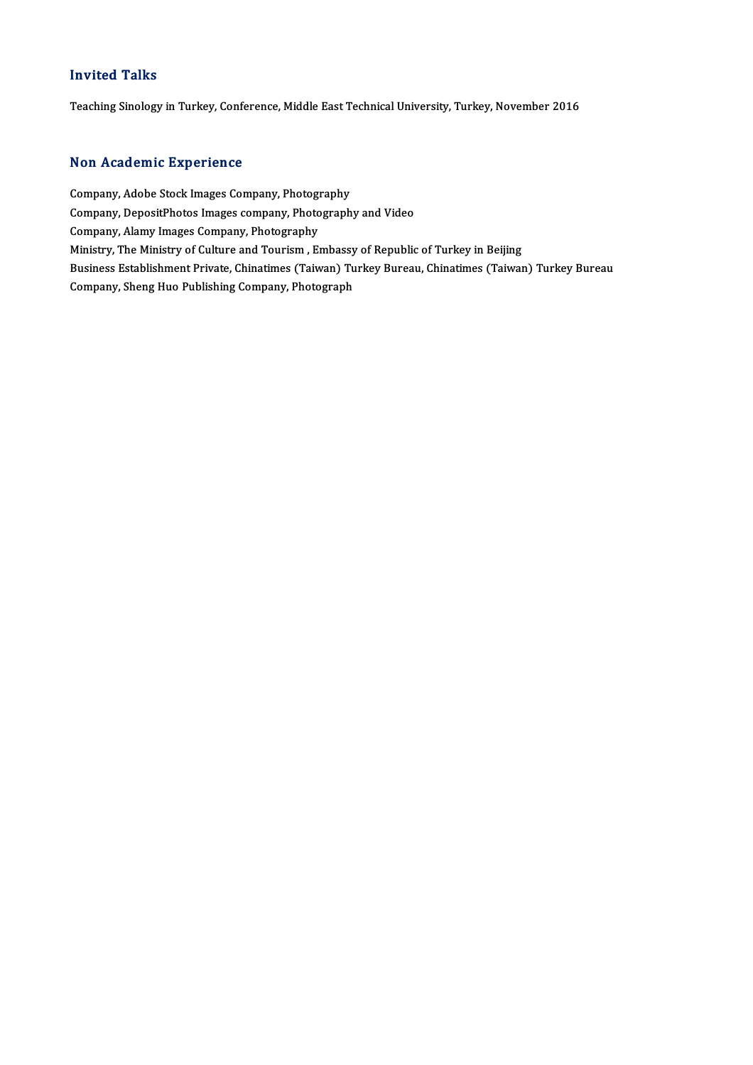## Invited Talks

Teaching Sinology in Turkey, Conference, Middle East Technical University, Turkey, November 2016

## Non Academic Experience

Company, Adobe Stock Images Company, Photography
Company, DepositPhotos Images company, Photography and Video
Company, Alamy Images Company, Photography
Ministry, The Ministry of Culture and Tourism , Embassy of Republic of Turkey in Beijing
Business Establishment Private, Chinatimes (Taiwan) Turkey Bureau, Chinatimes (Taiwan) Turkey Bureau
Company, Sheng Huo Publishing Company, Photograph